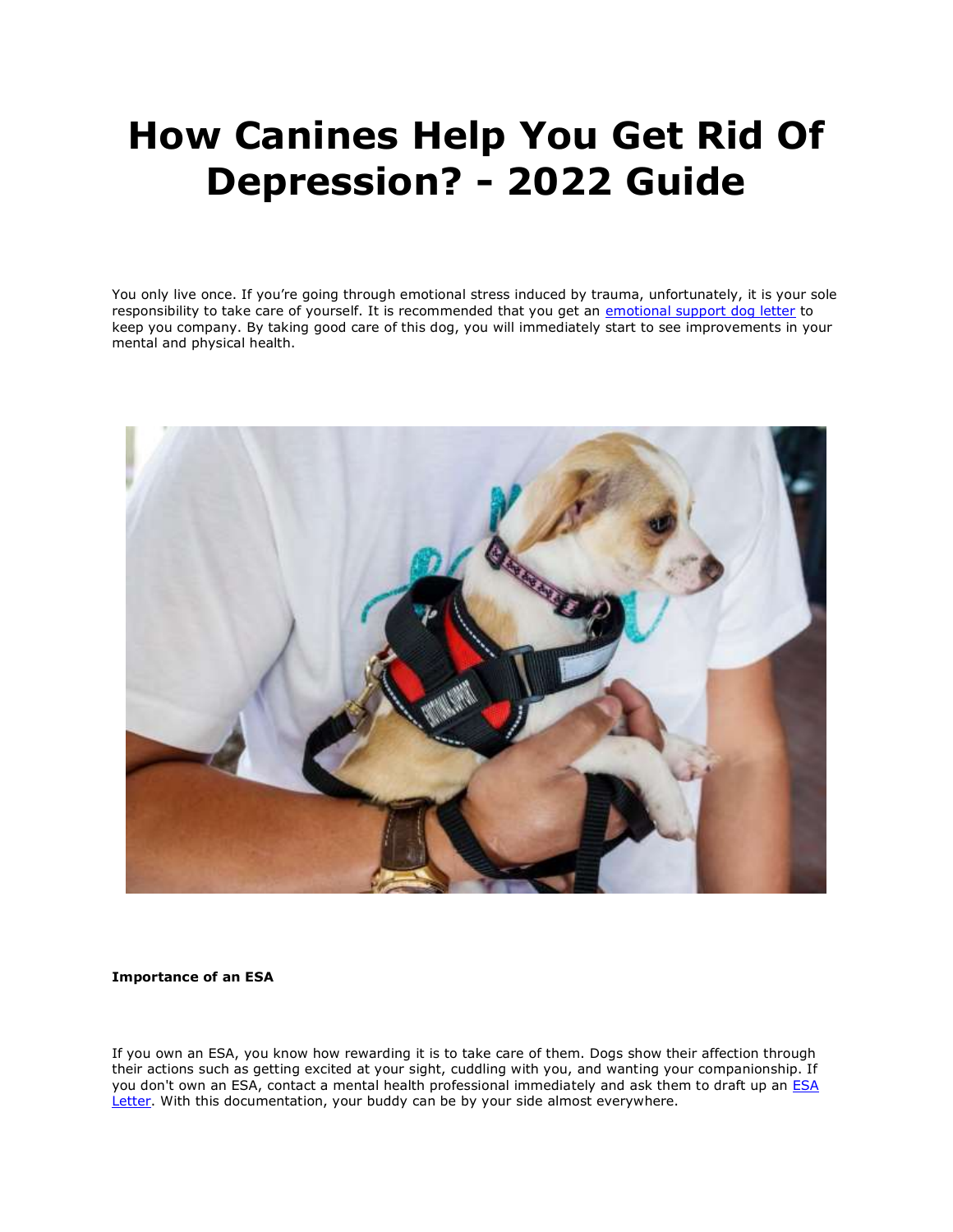# How Canines Help You Get Rid Of Depression? - 2022 Guide

You only live once. If you're going through emotional stress induced by trauma, unfortunately, it is your sole responsibility to take care of yourself. It is recommended that you get an [emotional support dog letter] to keep you company. By taking good care of this dog, you will immediately start to see improvements in your mental and physical health.

**Importance of an ESA**

If you own an ESA, you know how rewarding it is to take care of them. Dogs show their affection through their actions such as getting excited at your sight, cuddling with you, and wanting your companionship. If you don't own an ESA, contact a mental health professional immediately and ask them to draft up an [ESA Letter]. With this documentation, your buddy can be by your side almost everywhere.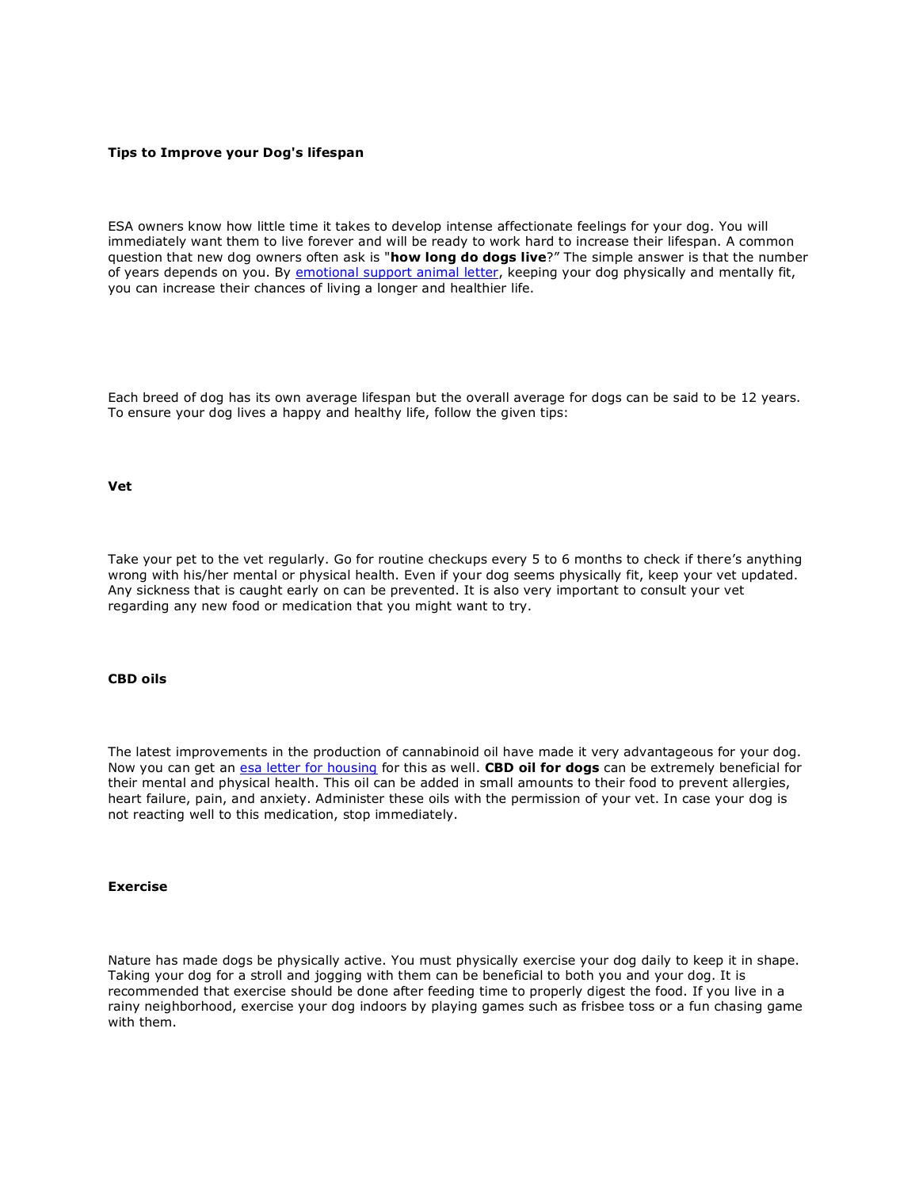**Tips to Improve your Dog's lifespan**

ESA owners know how little time it takes to develop intense affectionate feelings for your dog. You will immediately want them to live forever and will be ready to work hard to increase their lifespan. A common question that new dog owners often ask is "**how long do dogs live**?" The simple answer is that the number of years depends on you. By [emotional support animal letter](), keeping your dog physically and mentally fit, you can increase their chances of living a longer and healthier life.

Each breed of dog has its own average lifespan but the overall average for dogs can be said to be 12 years. To ensure your dog lives a happy and healthy life, follow the given tips:

**Vet**

Take your pet to the vet regularly. Go for routine checkups every 5 to 6 months to check if there's anything wrong with his/her mental or physical health. Even if your dog seems physically fit, keep your vet updated. Any sickness that is caught early on can be prevented. It is also very important to consult your vet regarding any new food or medication that you might want to try.

**CBD oils**

The latest improvements in the production of cannabinoid oil have made it very advantageous for your dog. Now you can get an [esa letter for housing]() for this as well. **CBD oil for dogs** can be extremely beneficial for their mental and physical health. This oil can be added in small amounts to their food to prevent allergies, heart failure, pain, and anxiety. Administer these oils with the permission of your vet. In case your dog is not reacting well to this medication, stop immediately.

**Exercise**

Nature has made dogs be physically active. You must physically exercise your dog daily to keep it in shape. Taking your dog for a stroll and jogging with them can be beneficial to both you and your dog. It is recommended that exercise should be done after feeding time to properly digest the food. If you live in a rainy neighborhood, exercise your dog indoors by playing games such as frisbee toss or a fun chasing game with them.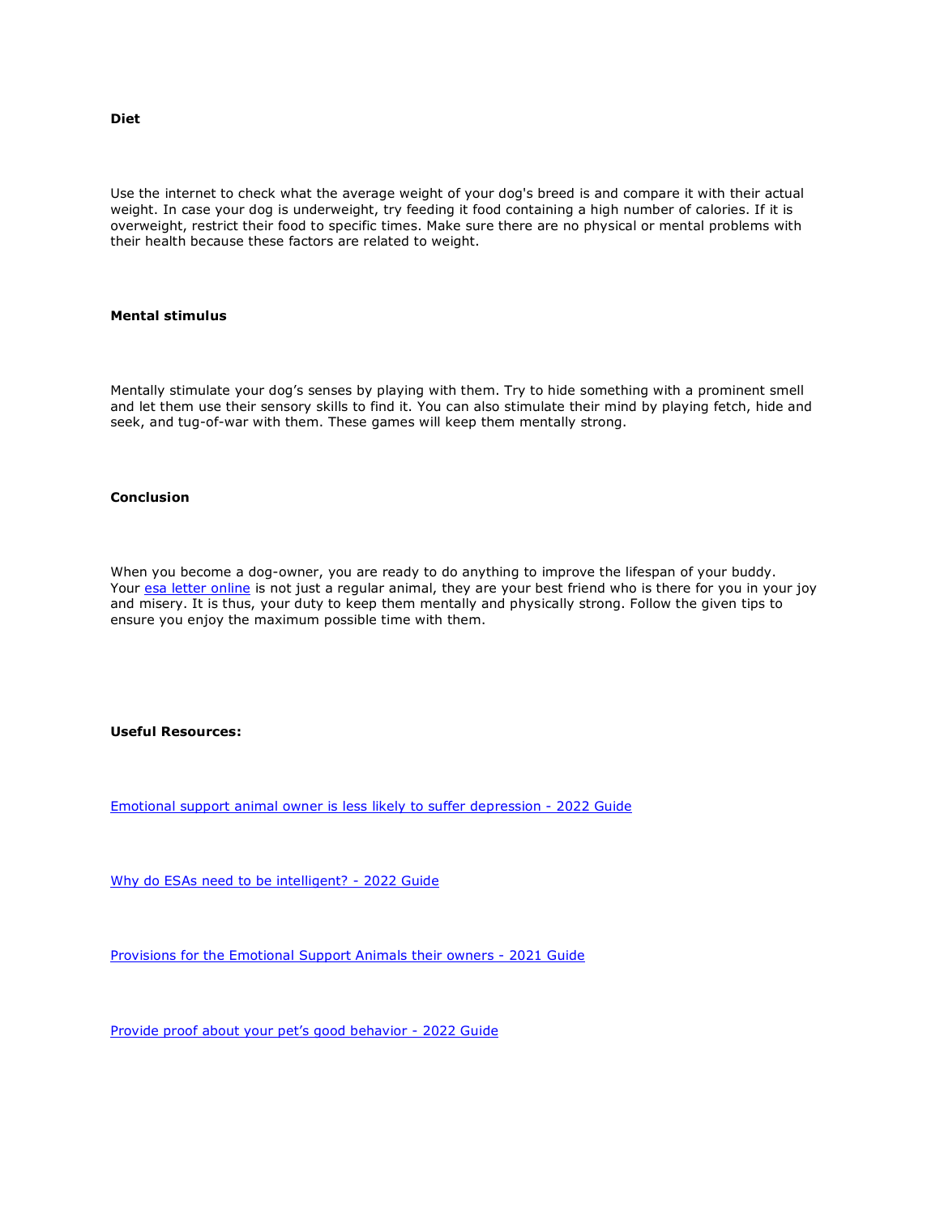**Diet**

Use the internet to check what the average weight of your dog's breed is and compare it with their actual weight. In case your dog is underweight, try feeding it food containing a high number of calories. If it is overweight, restrict their food to specific times. Make sure there are no physical or mental problems with their health because these factors are related to weight.

**Mental stimulus**

Mentally stimulate your dog's senses by playing with them. Try to hide something with a prominent smell and let them use their sensory skills to find it. You can also stimulate their mind by playing fetch, hide and seek, and tug-of-war with them. These games will keep them mentally strong.

**Conclusion**

When you become a dog-owner, you are ready to do anything to improve the lifespan of your buddy. Your esa letter online is not just a regular animal, they are your best friend who is there for you in your joy and misery. It is thus, your duty to keep them mentally and physically strong. Follow the given tips to ensure you enjoy the maximum possible time with them.

**Useful Resources:**

Emotional support animal owner is less likely to suffer depression - 2022 Guide

Why do ESAs need to be intelligent? - 2022 Guide

Provisions for the Emotional Support Animals their owners - 2021 Guide

Provide proof about your pet's good behavior - 2022 Guide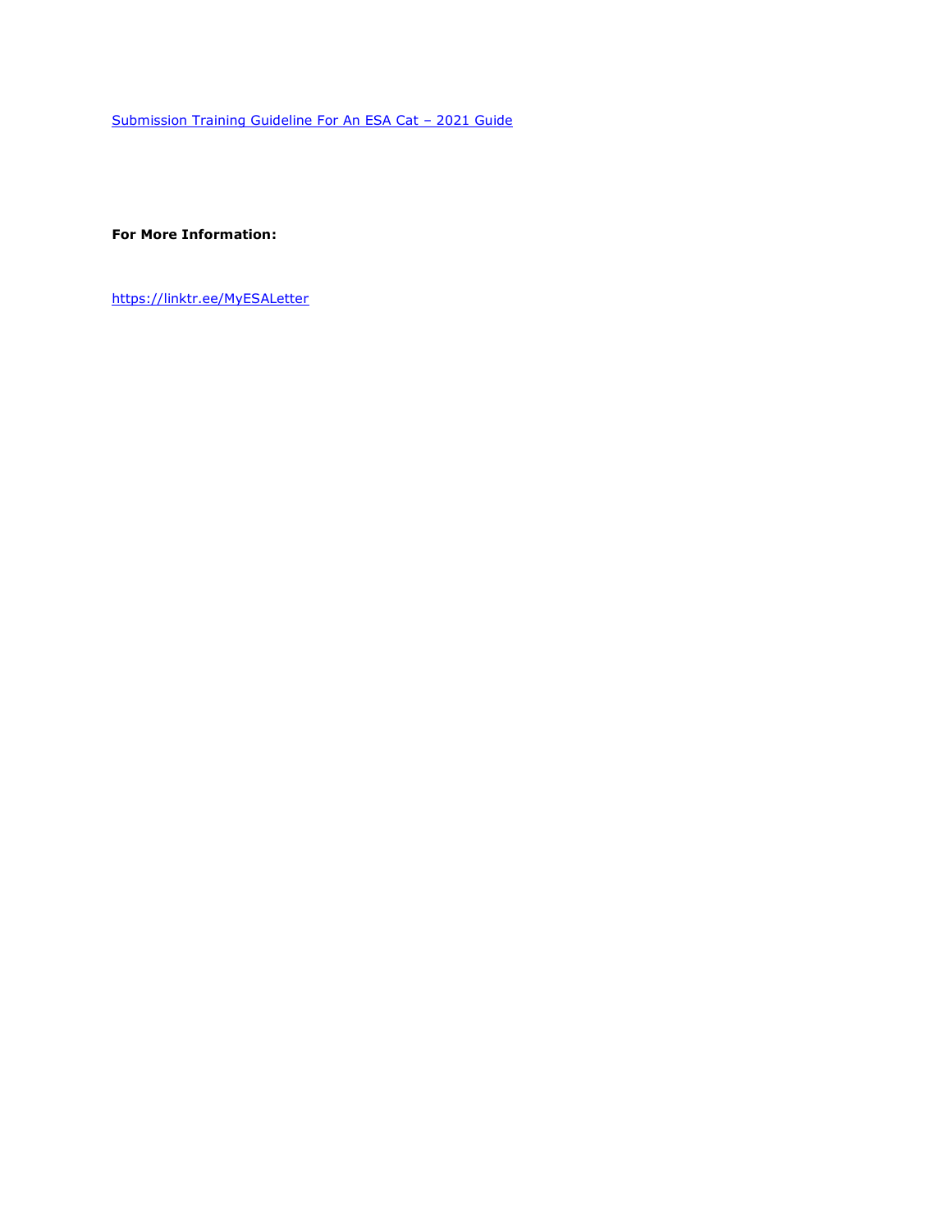[Submission Training Guideline For An ESA Cat – 2021 Guide]()

**For More Information:**

[https://linktr.ee/MyESALetter](https://linktr.ee/MyESALetter)